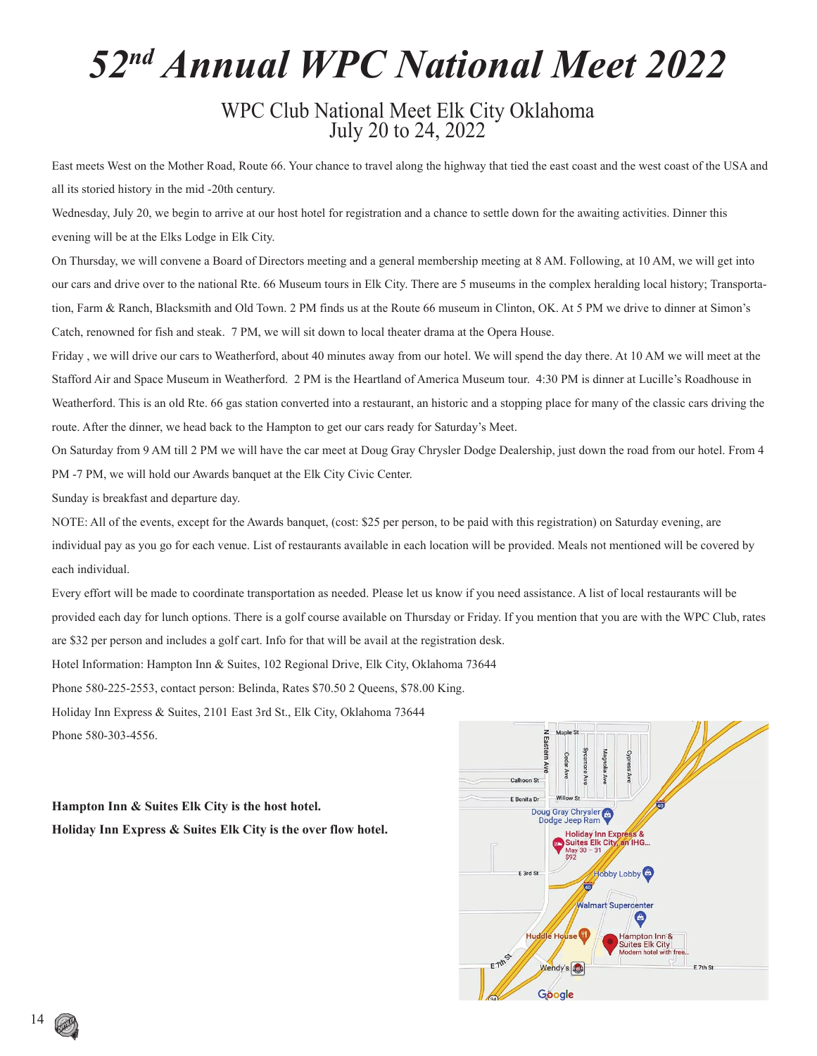# 52nd Annual WPC National Meet 2022

## WPC Club National Meet Elk City Oklahoma
## July 20 to 24, 2022

East meets West on the Mother Road, Route 66. Your chance to travel along the highway that tied the east coast and the west coast of the USA and all its storied history in the mid -20th century.

Wednesday, July 20, we begin to arrive at our host hotel for registration and a chance to settle down for the awaiting activities. Dinner this evening will be at the Elks Lodge in Elk City.

On Thursday, we will convene a Board of Directors meeting and a general membership meeting at 8 AM. Following, at 10 AM, we will get into our cars and drive over to the national Rte. 66 Museum tours in Elk City. There are 5 museums in the complex heralding local history; Transportation, Farm & Ranch, Blacksmith and Old Town. 2 PM finds us at the Route 66 museum in Clinton, OK. At 5 PM we drive to dinner at Simon's Catch, renowned for fish and steak. 7 PM, we will sit down to local theater drama at the Opera House.

Friday , we will drive our cars to Weatherford, about 40 minutes away from our hotel. We will spend the day there. At 10 AM we will meet at the Stafford Air and Space Museum in Weatherford. 2 PM is the Heartland of America Museum tour. 4:30 PM is dinner at Lucille's Roadhouse in Weatherford. This is an old Rte. 66 gas station converted into a restaurant, an historic and a stopping place for many of the classic cars driving the route. After the dinner, we head back to the Hampton to get our cars ready for Saturday's Meet.

On Saturday from 9 AM till 2 PM we will have the car meet at Doug Gray Chrysler Dodge Dealership, just down the road from our hotel. From 4 PM -7 PM, we will hold our Awards banquet at the Elk City Civic Center.

Sunday is breakfast and departure day.

NOTE: All of the events, except for the Awards banquet, (cost: $25 per person, to be paid with this registration) on Saturday evening, are individual pay as you go for each venue. List of restaurants available in each location will be provided. Meals not mentioned will be covered by each individual.

Every effort will be made to coordinate transportation as needed. Please let us know if you need assistance. A list of local restaurants will be provided each day for lunch options. There is a golf course available on Thursday or Friday. If you mention that you are with the WPC Club, rates are $32 per person and includes a golf cart. Info for that will be avail at the registration desk.

Hotel Information: Hampton Inn & Suites, 102 Regional Drive, Elk City, Oklahoma 73644

Phone 580-225-2553, contact person: Belinda, Rates $70.50 2 Queens, $78.00 King.

Holiday Inn Express & Suites, 2101 East 3rd St., Elk City, Oklahoma 73644

Phone 580-303-4556.

**Hampton Inn & Suites Elk City is the host hotel.**

**Holiday Inn Express & Suites Elk City is the over flow hotel.**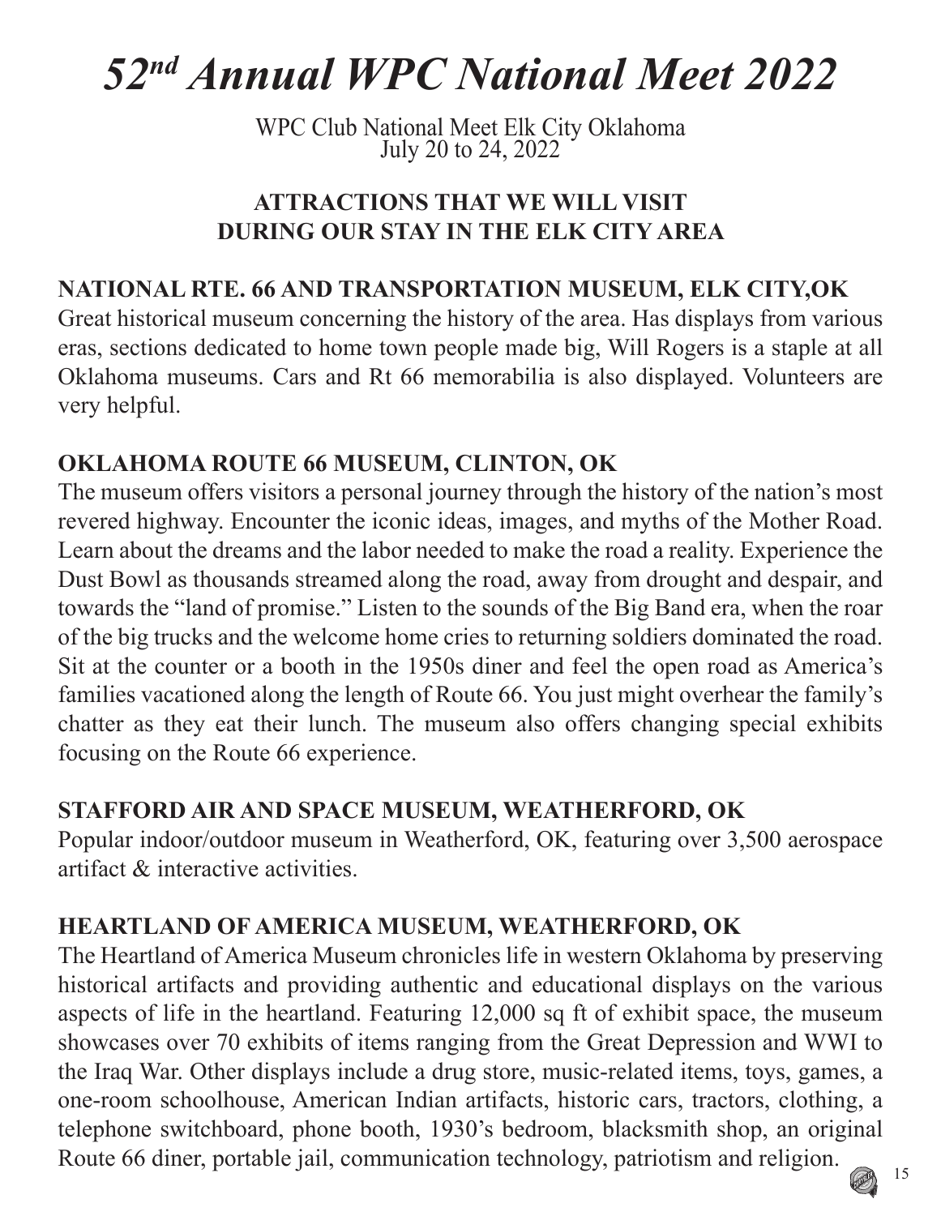# *52nd Annual WPC National Meet 2022*

WPC Club National Meet Elk City Oklahoma
July 20 to 24, 2022

**ATTRACTIONS THAT WE WILL VISIT DURING OUR STAY IN THE ELK CITY AREA**

## NATIONAL RTE. 66 AND TRANSPORTATION MUSEUM, ELK CITY,OK

Great historical museum concerning the history of the area. Has displays from various eras, sections dedicated to home town people made big, Will Rogers is a staple at all Oklahoma museums. Cars and Rt 66 memorabilia is also displayed. Volunteers are very helpful.

## OKLAHOMA ROUTE 66 MUSEUM, CLINTON, OK

The museum offers visitors a personal journey through the history of the nation's most revered highway. Encounter the iconic ideas, images, and myths of the Mother Road. Learn about the dreams and the labor needed to make the road a reality. Experience the Dust Bowl as thousands streamed along the road, away from drought and despair, and towards the "land of promise." Listen to the sounds of the Big Band era, when the roar of the big trucks and the welcome home cries to returning soldiers dominated the road. Sit at the counter or a booth in the 1950s diner and feel the open road as America's families vacationed along the length of Route 66. You just might overhear the family's chatter as they eat their lunch. The museum also offers changing special exhibits focusing on the Route 66 experience.

## STAFFORD AIR AND SPACE MUSEUM, WEATHERFORD, OK

Popular indoor/outdoor museum in Weatherford, OK, featuring over 3,500 aerospace artifact & interactive activities.

## HEARTLAND OF AMERICA MUSEUM, WEATHERFORD, OK

The Heartland of America Museum chronicles life in western Oklahoma by preserving historical artifacts and providing authentic and educational displays on the various aspects of life in the heartland. Featuring 12,000 sq ft of exhibit space, the museum showcases over 70 exhibits of items ranging from the Great Depression and WWI to the Iraq War. Other displays include a drug store, music-related items, toys, games, a one-room schoolhouse, American Indian artifacts, historic cars, tractors, clothing, a telephone switchboard, phone booth, 1930's bedroom, blacksmith shop, an original Route 66 diner, portable jail, communication technology, patriotism and religion.